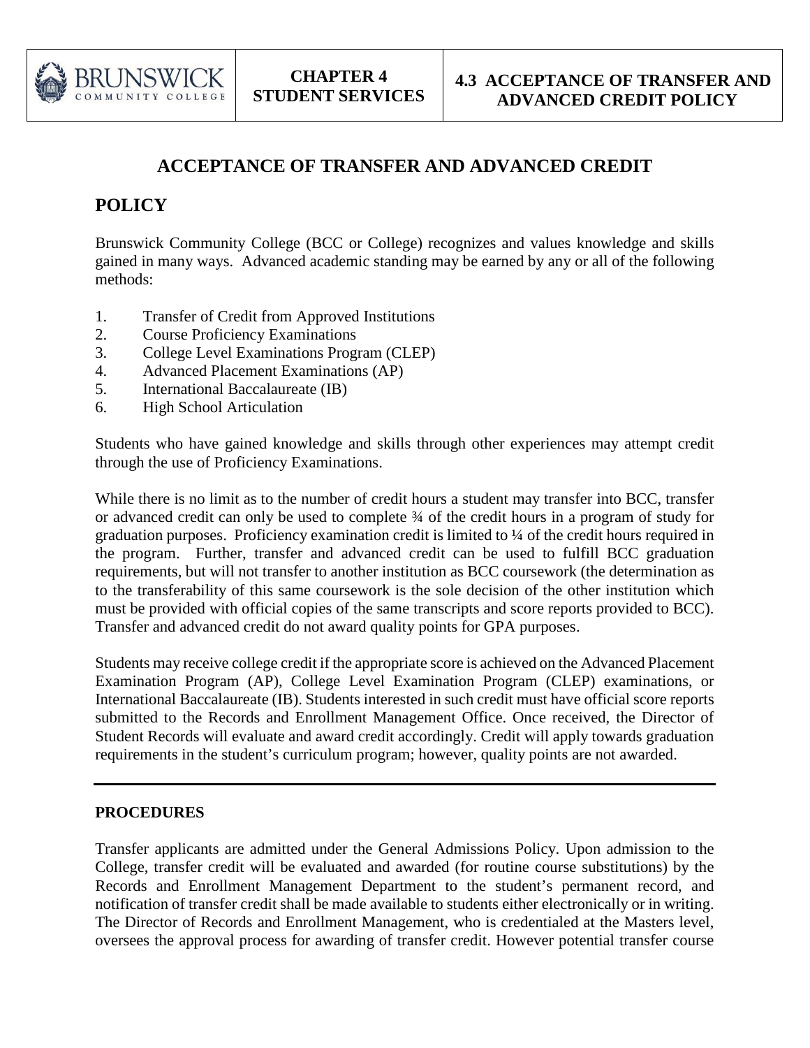# ACCEPTANCE OF TRANSFER AND ADVANCED CREDIT

## POLICY

Brunswick Community College (BCC or College) recognizes and values knowledge and skills gained in many ways. Advanced academic standing may be earned by any or all of the following methods:

1. Transfer of Credit from Approved Institutions
2. Course Proficiency Examinations
3. College Level Examinations Program (CLEP)
4. Advanced Placement Examinations (AP)
5. International Baccalaureate (IB)
6. High School Articulation

Students who have gained knowledge and skills through other experiences may attempt credit through the use of Proficiency Examinations.

While there is no limit as to the number of credit hours a student may transfer into BCC, transfer or advanced credit can only be used to complete ¾ of the credit hours in a program of study for graduation purposes. Proficiency examination credit is limited to ¼ of the credit hours required in the program. Further, transfer and advanced credit can be used to fulfill BCC graduation requirements, but will not transfer to another institution as BCC coursework (the determination as to the transferability of this same coursework is the sole decision of the other institution which must be provided with official copies of the same transcripts and score reports provided to BCC). Transfer and advanced credit do not award quality points for GPA purposes.

Students may receive college credit if the appropriate score is achieved on the Advanced Placement Examination Program (AP), College Level Examination Program (CLEP) examinations, or International Baccalaureate (IB). Students interested in such credit must have official score reports submitted to the Records and Enrollment Management Office. Once received, the Director of Student Records will evaluate and award credit accordingly. Credit will apply towards graduation requirements in the student's curriculum program; however, quality points are not awarded.

---

**PROCEDURES**

Transfer applicants are admitted under the General Admissions Policy. Upon admission to the College, transfer credit will be evaluated and awarded (for routine course substitutions) by the Records and Enrollment Management Department to the student's permanent record, and notification of transfer credit shall be made available to students either electronically or in writing. The Director of Records and Enrollment Management, who is credentialed at the Masters level, oversees the approval process for awarding of transfer credit. However potential transfer course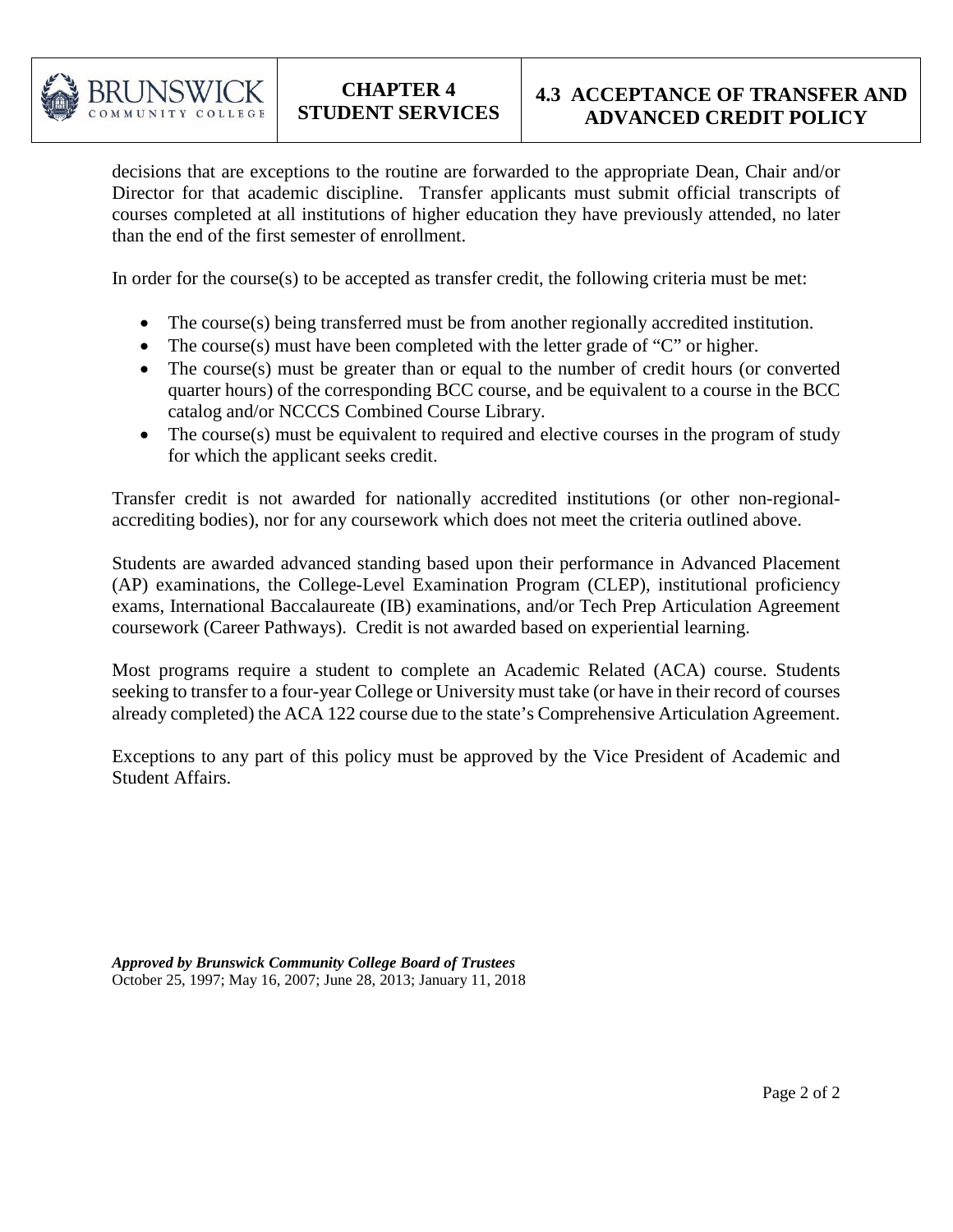decisions that are exceptions to the routine are forwarded to the appropriate Dean, Chair and/or Director for that academic discipline. Transfer applicants must submit official transcripts of courses completed at all institutions of higher education they have previously attended, no later than the end of the first semester of enrollment.

In order for the course(s) to be accepted as transfer credit, the following criteria must be met:

- The course(s) being transferred must be from another regionally accredited institution.
- The course(s) must have been completed with the letter grade of "C" or higher.
- The course(s) must be greater than or equal to the number of credit hours (or converted quarter hours) of the corresponding BCC course, and be equivalent to a course in the BCC catalog and/or NCCCS Combined Course Library.
- The course(s) must be equivalent to required and elective courses in the program of study for which the applicant seeks credit.

Transfer credit is not awarded for nationally accredited institutions (or other non-regional-accrediting bodies), nor for any coursework which does not meet the criteria outlined above.

Students are awarded advanced standing based upon their performance in Advanced Placement (AP) examinations, the College-Level Examination Program (CLEP), institutional proficiency exams, International Baccalaureate (IB) examinations, and/or Tech Prep Articulation Agreement coursework (Career Pathways). Credit is not awarded based on experiential learning.

Most programs require a student to complete an Academic Related (ACA) course. Students seeking to transfer to a four-year College or University must take (or have in their record of courses already completed) the ACA 122 course due to the state's Comprehensive Articulation Agreement.

Exceptions to any part of this policy must be approved by the Vice President of Academic and Student Affairs.

***Approved by Brunswick Community College Board of Trustees***
October 25, 1997; May 16, 2007; June 28, 2013; January 11, 2018